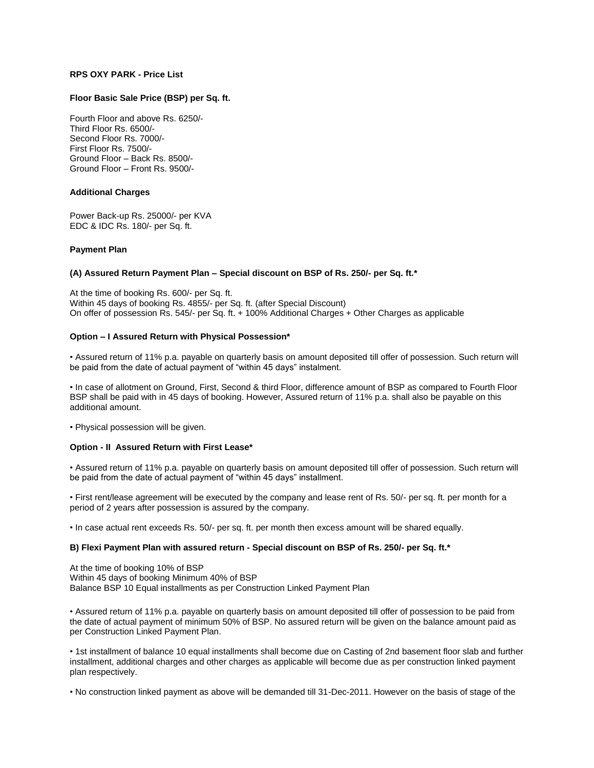**RPS OXY PARK - Price List**

**Floor Basic Sale Price (BSP) per Sq. ft.**

Fourth Floor and above Rs. 6250/-
Third Floor Rs. 6500/-
Second Floor Rs. 7000/-
First Floor Rs. 7500/-
Ground Floor – Back Rs. 8500/-
Ground Floor – Front Rs. 9500/-

**Additional Charges**

Power Back-up Rs. 25000/- per KVA
EDC & IDC Rs. 180/- per Sq. ft.

**Payment Plan**

**(A) Assured Return Payment Plan – Special discount on BSP of Rs. 250/- per Sq. ft.***

At the time of booking Rs. 600/- per Sq. ft.
Within 45 days of booking Rs. 4855/- per Sq. ft. (after Special Discount)
On offer of possession Rs. 545/- per Sq. ft. + 100% Additional Charges + Other Charges as applicable

**Option – I Assured Return with Physical Possession***

• Assured return of 11% p.a. payable on quarterly basis on amount deposited till offer of possession. Such return will be paid from the date of actual payment of "within 45 days" instalment.

• In case of allotment on Ground, First, Second & third Floor, difference amount of BSP as compared to Fourth Floor BSP shall be paid with in 45 days of booking. However, Assured return of 11% p.a. shall also be payable on this additional amount.

• Physical possession will be given.

**Option - II Assured Return with First Lease***

• Assured return of 11% p.a. payable on quarterly basis on amount deposited till offer of possession. Such return will be paid from the date of actual payment of "within 45 days" installment.

• First rent/lease agreement will be executed by the company and lease rent of Rs. 50/- per sq. ft. per month for a period of 2 years after possession is assured by the company.

• In case actual rent exceeds Rs. 50/- per sq. ft. per month then excess amount will be shared equally.

**B) Flexi Payment Plan with assured return - Special discount on BSP of Rs. 250/- per Sq. ft.***

At the time of booking 10% of BSP
Within 45 days of booking Minimum 40% of BSP
Balance BSP 10 Equal installments as per Construction Linked Payment Plan

• Assured return of 11% p.a. payable on quarterly basis on amount deposited till offer of possession to be paid from the date of actual payment of minimum 50% of BSP. No assured return will be given on the balance amount paid as per Construction Linked Payment Plan.

• 1st installment of balance 10 equal installments shall become due on Casting of 2nd basement floor slab and further installment, additional charges and other charges as applicable will become due as per construction linked payment plan respectively.

• No construction linked payment as above will be demanded till 31-Dec-2011. However on the basis of stage of the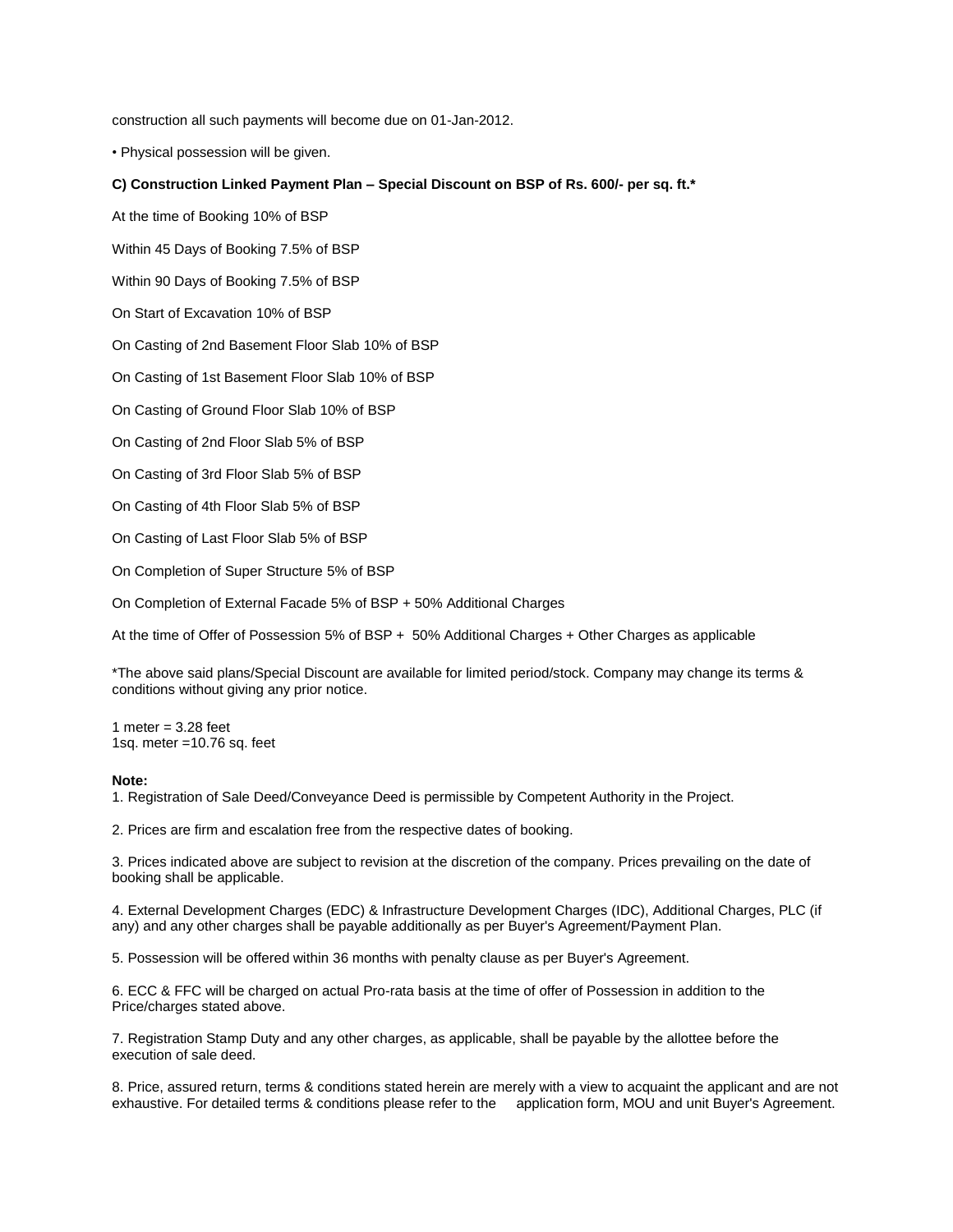construction all such payments will become due on 01-Jan-2012.

• Physical possession will be given.

**C) Construction Linked Payment Plan – Special Discount on BSP of Rs. 600/- per sq. ft.***

At the time of Booking 10% of BSP

Within 45 Days of Booking 7.5% of BSP

Within 90 Days of Booking 7.5% of BSP

On Start of Excavation 10% of BSP

On Casting of 2nd Basement Floor Slab 10% of BSP

On Casting of 1st Basement Floor Slab 10% of BSP

On Casting of Ground Floor Slab 10% of BSP

On Casting of 2nd Floor Slab 5% of BSP

On Casting of 3rd Floor Slab 5% of BSP

On Casting of 4th Floor Slab 5% of BSP

On Casting of Last Floor Slab 5% of BSP

On Completion of Super Structure 5% of BSP

On Completion of External Facade 5% of BSP + 50% Additional Charges

At the time of Offer of Possession 5% of BSP + 50% Additional Charges + Other Charges as applicable

*The above said plans/Special Discount are available for limited period/stock. Company may change its terms & conditions without giving any prior notice.

1 meter = 3.28 feet
1sq. meter =10.76 sq. feet

**Note:**

1. Registration of Sale Deed/Conveyance Deed is permissible by Competent Authority in the Project.

2. Prices are firm and escalation free from the respective dates of booking.

3. Prices indicated above are subject to revision at the discretion of the company. Prices prevailing on the date of booking shall be applicable.

4. External Development Charges (EDC) & Infrastructure Development Charges (IDC), Additional Charges, PLC (if any) and any other charges shall be payable additionally as per Buyer's Agreement/Payment Plan.

5. Possession will be offered within 36 months with penalty clause as per Buyer's Agreement.

6. ECC & FFC will be charged on actual Pro-rata basis at the time of offer of Possession in addition to the Price/charges stated above.

7. Registration Stamp Duty and any other charges, as applicable, shall be payable by the allottee before the execution of sale deed.

8. Price, assured return, terms & conditions stated herein are merely with a view to acquaint the applicant and are not exhaustive. For detailed terms & conditions please refer to the application form, MOU and unit Buyer's Agreement.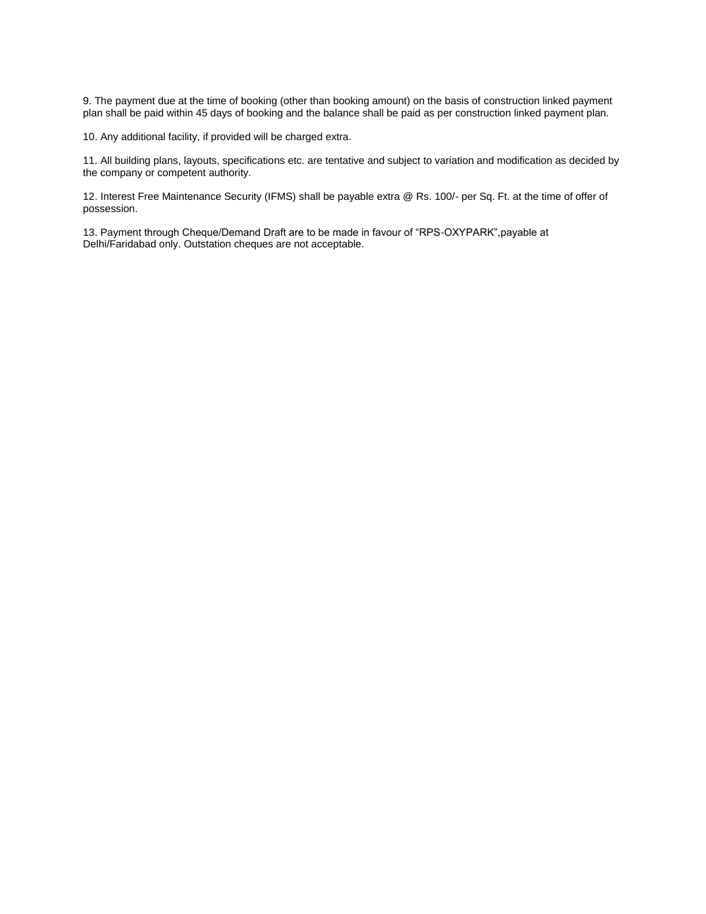9. The payment due at the time of booking (other than booking amount) on the basis of construction linked payment plan shall be paid within 45 days of booking and the balance shall be paid as per construction linked payment plan.

10. Any additional facility, if provided will be charged extra.

11. All building plans, layouts, specifications etc. are tentative and subject to variation and modification as decided by the company or competent authority.

12. Interest Free Maintenance Security (IFMS) shall be payable extra @ Rs. 100/- per Sq. Ft. at the time of offer of possession.

13. Payment through Cheque/Demand Draft are to be made in favour of "RPS-OXYPARK",payable at Delhi/Faridabad only. Outstation cheques are not acceptable.